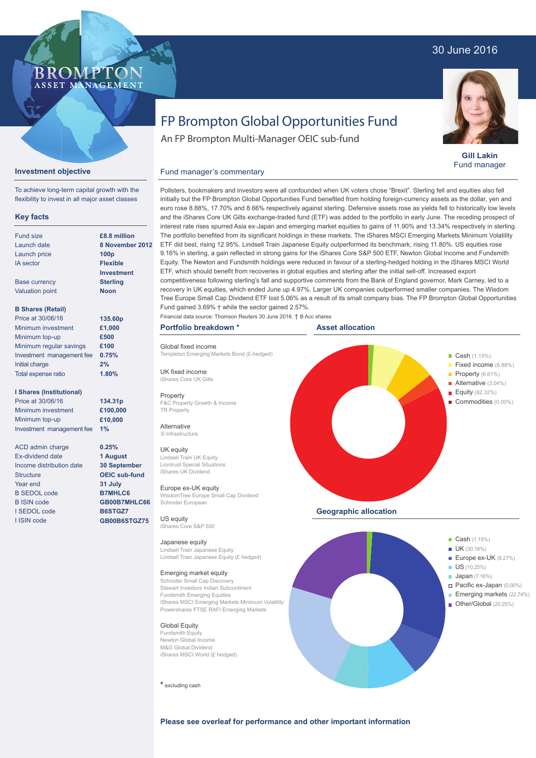30 June 2016

BROMPTON ASSET MANAGEMENT

# FP Brompton Global Opportunities Fund

An FP Brompton Multi-Manager OEIC sub-fund

**Gill Lakin**
Fund manager

## Investment objective

To achieve long-term capital growth with the flexibility to invest in all major asset classes

## Key facts

| | |
|---|---|
| Fund size | £8.8 million |
| Launch date | 8 November 2012 |
| Launch price | 100p |
| IA sector | Flexible Investment |
| Base currency | Sterling |
| Valuation point | Noon |

**B Shares (Retail)**

| | |
|---|---|
| Price at 30/06/16 | 135.60p |
| Minimum investment | £1,000 |
| Minimum top-up | £500 |
| Minimum regular savings | £100 |
| Investment management fee | 0.75% |
| Initial charge | 2% |
| Total expense ratio | 1.80% |

**I Shares (Institutional)**

| | |
|---|---|
| Price at 30/06/16 | 134.31p |
| Minimum investment | £100,000 |
| Minimum top-up | £10,000 |
| Investment management fee | 1% |

| | |
|---|---|
| ACD admin charge | 0.25% |
| Ex-dividend date | 1 August |
| Income distribution date | 30 September |
| Structure | OEIC sub-fund |
| Year end | 31 July |
| B SEDOL code | B7MHLC6 |
| B ISIN code | GB00B7MHLC66 |
| I SEDOL code | B6STGZ7 |
| I ISIN code | GB00B6STGZ75 |

## Fund manager's commentary

Pollsters, bookmakers and investors were all confounded when UK voters chose "Brexit". Sterling fell and equities also fell initially but the FP Brompton Global Opportunities Fund benefited from holding foreign-currency assets as the dollar, yen and euro rose 8.88%, 17.70% and 8.66% respectively against sterling. Defensive assets rose as yields fell to historically low levels and the iShares Core UK Gilts exchange-traded fund (ETF) was added to the portfolio in early June. The receding prospect of interest rate rises spurred Asia ex-Japan and emerging market equities to gains of 11.90% and 13.34% respectively in sterling. The portfolio benefited from its significant holdings in these markets. The iShares MSCI Emerging Markets Minimum Volatility ETF did best, rising 12.95%. Lindsell Train Japanese Equity outperformed its benchmark, rising 11.80%. US equities rose 9.16% in sterling, a gain reflected in strong gains for the iShares Core S&P 500 ETF, Newton Global Income and Fundsmith Equity. The Newton and Fundsmith holdings were reduced in favour of a sterling-hedged holding in the iShares MSCI World ETF, which should benefit from recoveries in global equities and sterling after the initial sell-off. Increased export competitiveness following sterling's fall and supportive comments from the Bank of England governor, Mark Carney, led to a recovery in UK equities, which ended June up 4.97%. Larger UK companies outperformed smaller companies. The Wisdom Tree Europe Small Cap Dividend ETF lost 5.06% as a result of its small company bias. The FP Brompton Global Opportunities Fund gained 3.69% † while the sector gained 2.57%.

Financial data source: Thomson Reuters 30 June 2016. † B Acc shares

## Portfolio breakdown *

**Global fixed income**
Templeton Emerging Markets Bond (£-hedged)

**UK fixed income**
iShares Core UK Gilts

**Property**
F&C Property Growth & Income
TR Property

**Alternative**
3i Infrastructure

**UK equity**
Lindsell Train UK Equity
Liontrust Special Situations
iShares UK Dividend

**Europe ex-UK equity**
WisdomTree Europe Small Cap Dividend
Schroder European

**US equity**
iShares Core S&P 500

**Japanese equity**
Lindsell Train Japanese Equity
Lindsell Train Japanese Equity (£ hedged)

**Emerging market equity**
Schroder Small Cap Discovery
Stewart Investors Indian Subcontinent
Fundsmith Emerging Equities
iShares MSCI Emerging Markets Minimum Volatility
Powershares FTSE RAFI Emerging Markets

**Global Equity**
Fundsmith Equity
Newton Global Income
M&G Global Dividend
iShares MSCI World (£ hedged)

* excluding cash

## Asset allocation

- Cash (1.15%)
- Fixed income (6.88%)
- Property (6.61%)
- Alternative (3.04%)
- Equity (82.32%)
- Commodities (0.00%)

## Geographic allocation

- Cash (1.15%)
- UK (30.18%)
- Europe ex-UK (8.27%)
- US (10.25%)
- Japan (7.16%)
- Pacific ex-Japan (0.00%)
- Emerging markets (22.74%)
- Other/Global (20.25%)

**Please see overleaf for performance and other important information**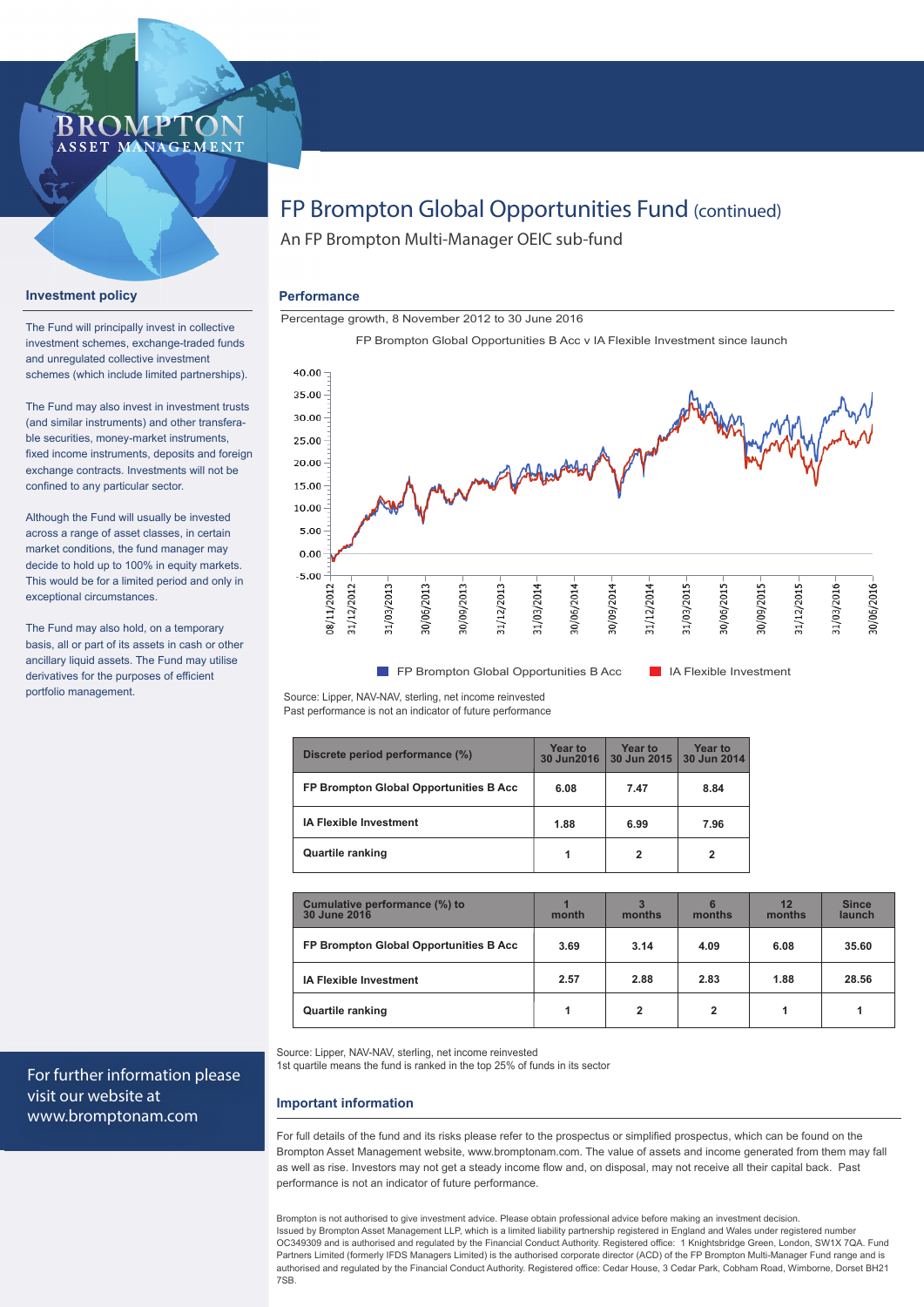BROMPTON
ASSET MANAGEMENT

# FP Brompton Global Opportunities Fund (continued)

An FP Brompton Multi-Manager OEIC sub-fund

## Investment policy

The Fund will principally invest in collective investment schemes, exchange-traded funds and unregulated collective investment schemes (which include limited partnerships).

The Fund may also invest in investment trusts (and similar instruments) and other transferable securities, money-market instruments, fixed income instruments, deposits and foreign exchange contracts. Investments will not be confined to any particular sector.

Although the Fund will usually be invested across a range of asset classes, in certain market conditions, the fund manager may decide to hold up to 100% in equity markets. This would be for a limited period and only in exceptional circumstances.

The Fund may also hold, on a temporary basis, all or part of its assets in cash or other ancillary liquid assets. The Fund may utilise derivatives for the purposes of efficient portfolio management.

## Performance

Percentage growth, 8 November 2012 to 30 June 2016

FP Brompton Global Opportunities B Acc v IA Flexible Investment since launch

40.00
35.00
30.00
25.00
20.00
15.00
10.00
5.00
0.00
-5.00

08/11/2012
31/12/2012
31/03/2013
30/06/2013
30/09/2013
31/12/2013
31/03/2014
30/06/2014
30/09/2014
31/12/2014
31/03/2015
30/06/2015
30/09/2015
31/12/2015
31/03/2016
30/06/2016

FP Brompton Global Opportunities B Acc
IA Flexible Investment

Source: Lipper, NAV-NAV, sterling, net income reinvested
Past performance is not an indicator of future performance

| Discrete period performance (%) | Year to 30 Jun2016 | Year to 30 Jun 2015 | Year to 30 Jun 2014 |
|---|---|---|---|
| FP Brompton Global Opportunities B Acc | 6.08 | 7.47 | 8.84 |
| IA Flexible Investment | 1.88 | 6.99 | 7.96 |
| Quartile ranking | 1 | 2 | 2 |

| Cumulative performance (%) to 30 June 2016 | 1 month | 3 months | 6 months | 12 months | Since launch |
|---|---|---|---|---|---|
| FP Brompton Global Opportunities B Acc | 3.69 | 3.14 | 4.09 | 6.08 | 35.60 |
| IA Flexible Investment | 2.57 | 2.88 | 2.83 | 1.88 | 28.56 |
| Quartile ranking | 1 | 2 | 2 | 1 | 1 |

Source: Lipper, NAV-NAV, sterling, net income reinvested
1st quartile means the fund is ranked in the top 25% of funds in its sector

For further information please visit our website at www.bromptonam.com

## Important information

For full details of the fund and its risks please refer to the prospectus or simplified prospectus, which can be found on the Brompton Asset Management website, www.bromptonam.com. The value of assets and income generated from them may fall as well as rise. Investors may not get a steady income flow and, on disposal, may not receive all their capital back. Past performance is not an indicator of future performance.

Brompton is not authorised to give investment advice. Please obtain professional advice before making an investment decision.
Issued by Brompton Asset Management LLP, which is a limited liability partnership registered in England and Wales under registered number OC349309 and is authorised and regulated by the Financial Conduct Authority. Registered office: 1 Knightsbridge Green, London, SW1X 7QA. Fund Partners Limited (formerly IFDS Managers Limited) is the authorised corporate director (ACD) of the FP Brompton Multi-Manager Fund range and is authorised and regulated by the Financial Conduct Authority. Registered office: Cedar House, 3 Cedar Park, Cobham Road, Wimborne, Dorset BH21 7SB.